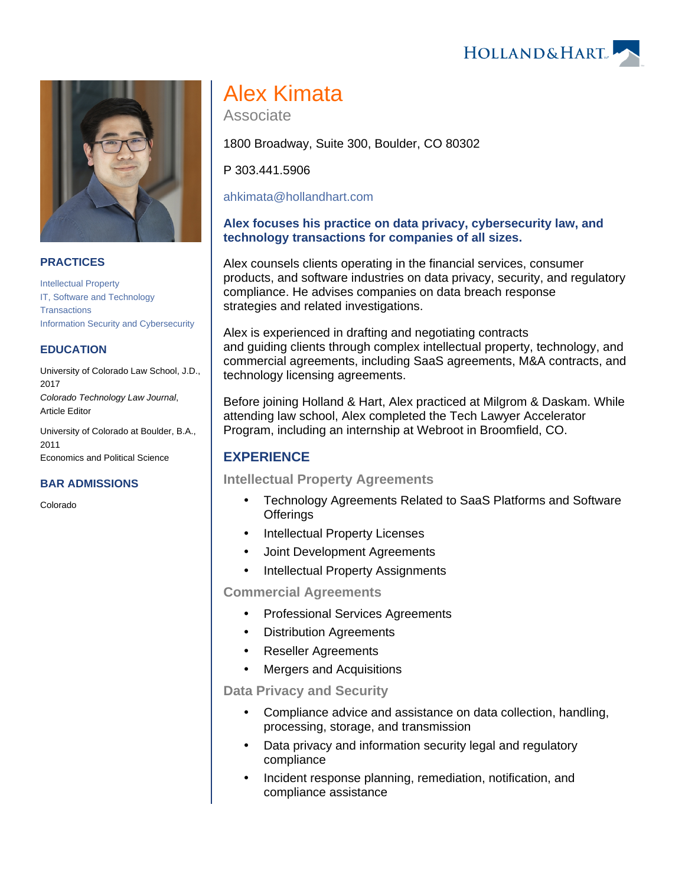# Alex Kimata

Associate

1800 Broadway, Suite 300, Boulder, CO 80302

P 303.441.5906

ahkimata@hollandhart.com

**Alex focuses his practice on data privacy, cybersecurity law, and technology transactions for companies of all sizes.**

Alex counsels clients operating in the financial services, consumer products, and software industries on data privacy, security, and regulatory compliance. He advises companies on data breach response strategies and related investigations.

Alex is experienced in drafting and negotiating contracts and guiding clients through complex intellectual property, technology, and commercial agreements, including SaaS agreements, M&A contracts, and technology licensing agreements.

Before joining Holland & Hart, Alex practiced at Milgrom & Daskam. While attending law school, Alex completed the Tech Lawyer Accelerator Program, including an internship at Webroot in Broomfield, CO.

## PRACTICES

Intellectual Property
IT, Software and Technology Transactions
Information Security and Cybersecurity

## EDUCATION

University of Colorado Law School, J.D., 2017
*Colorado Technology Law Journal*, Article Editor

University of Colorado at Boulder, B.A., 2011
Economics and Political Science

## BAR ADMISSIONS

Colorado

## EXPERIENCE

### Intellectual Property Agreements

- Technology Agreements Related to SaaS Platforms and Software Offerings
- Intellectual Property Licenses
- Joint Development Agreements
- Intellectual Property Assignments

### Commercial Agreements

- Professional Services Agreements
- Distribution Agreements
- Reseller Agreements
- Mergers and Acquisitions

### Data Privacy and Security

- Compliance advice and assistance on data collection, handling, processing, storage, and transmission
- Data privacy and information security legal and regulatory compliance
- Incident response planning, remediation, notification, and compliance assistance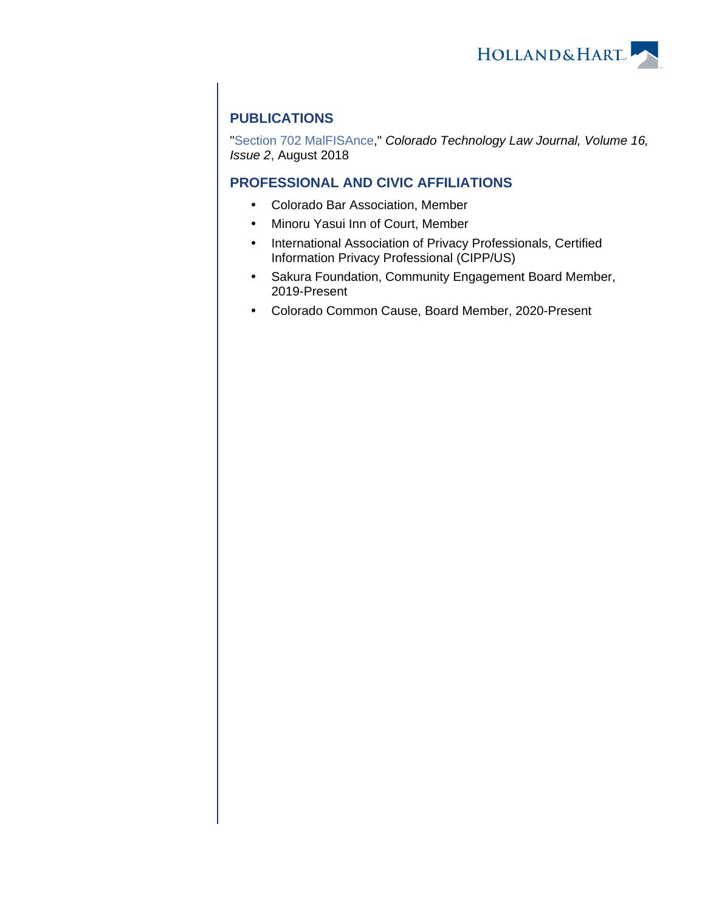## PUBLICATIONS

"Section 702 MalFISAnce," *Colorado Technology Law Journal, Volume 16, Issue 2*, August 2018

## PROFESSIONAL AND CIVIC AFFILIATIONS

- Colorado Bar Association, Member
- Minoru Yasui Inn of Court, Member
- International Association of Privacy Professionals, Certified Information Privacy Professional (CIPP/US)
- Sakura Foundation, Community Engagement Board Member, 2019-Present
- Colorado Common Cause, Board Member, 2020-Present